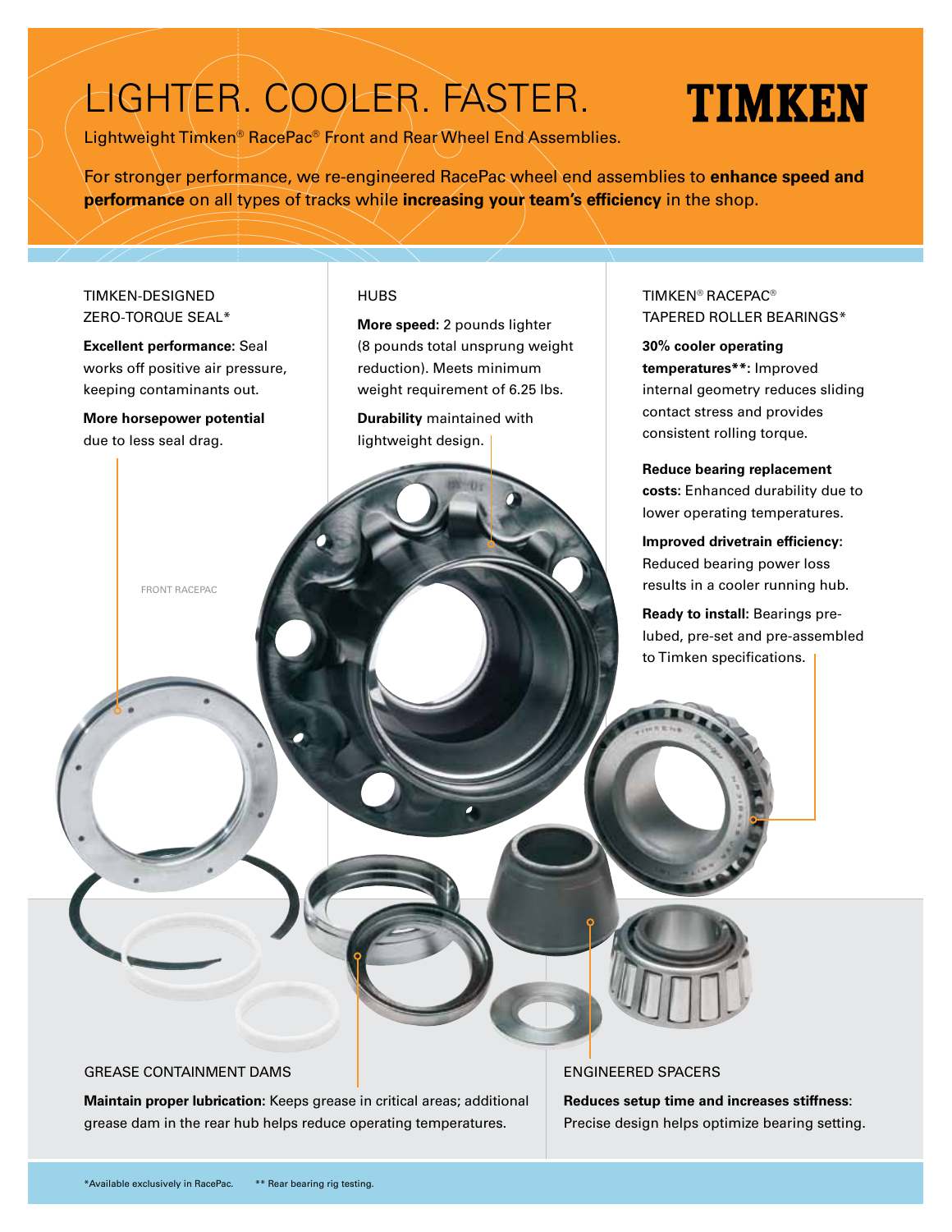# LIGHTER. COOLER. FASTER.

**TIMKEN**

Lightweight Timken® RacePac® Front and Rear Wheel End Assemblies.

For stronger performance, we re-engineered RacePac wheel end assemblies to **enhance speed and performance** on all types of tracks while **increasing your team's efficiency** in the shop.

## TIMKEN-DESIGNED ZERO-TORQUE SEAL*

**Excellent performance:** Seal works off positive air pressure, keeping contaminants out.

**More horsepower potential** due to less seal drag.

## HUBS

**More speed:** 2 pounds lighter (8 pounds total unsprung weight reduction). Meets minimum weight requirement of 6.25 lbs.

**Durability** maintained with lightweight design.

## TIMKEN® RACEPAC® TAPERED ROLLER BEARINGS*

**30% cooler operating temperatures**:** Improved internal geometry reduces sliding contact stress and provides consistent rolling torque.

**Reduce bearing replacement costs:** Enhanced durability due to lower operating temperatures.

**Improved drivetrain efficiency:** Reduced bearing power loss results in a cooler running hub.

**Ready to install:** Bearings pre-lubed, pre-set and pre-assembled to Timken specifications.

FRONT RACEPAC

## GREASE CONTAINMENT DAMS

**Maintain proper lubrication:** Keeps grease in critical areas; additional grease dam in the rear hub helps reduce operating temperatures.

## ENGINEERED SPACERS

**Reduces setup time and increases stiffness**: Precise design helps optimize bearing setting.

*Available exclusively in RacePac. ** Rear bearing rig testing.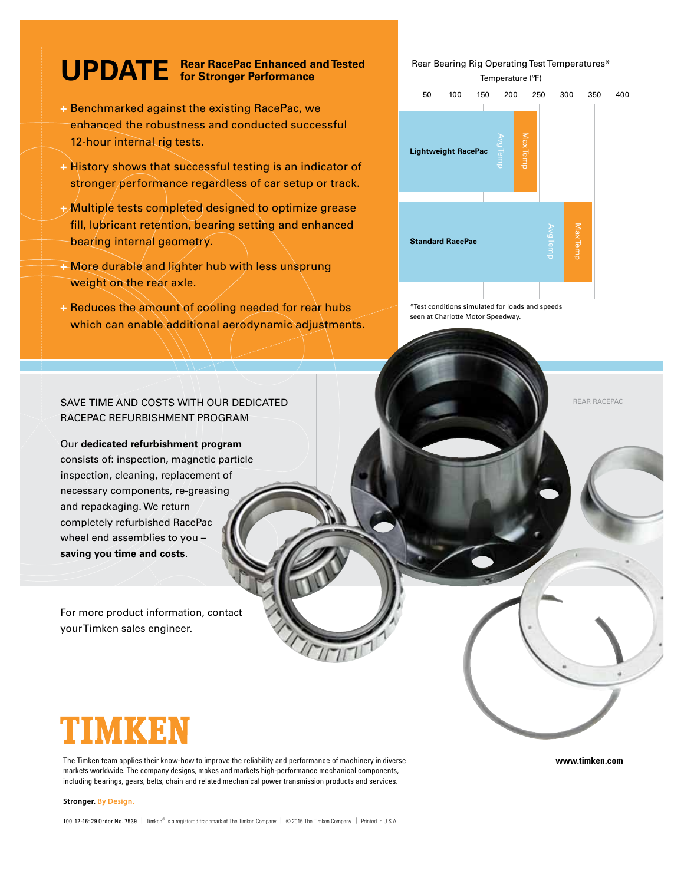# UPDATE Rear RacePac Enhanced and Tested for Stronger Performance

- Benchmarked against the existing RacePac, we enhanced the robustness and conducted successful 12-hour internal rig tests.
- History shows that successful testing is an indicator of stronger performance regardless of car setup or track.
- Multiple tests completed designed to optimize grease fill, lubricant retention, bearing setting and enhanced bearing internal geometry.
- More durable and lighter hub with less unsprung weight on the rear axle.
- Reduces the amount of cooling needed for rear hubs which can enable additional aerodynamic adjustments.

Rear Bearing Rig Operating Test Temperatures*

Temperature (°F)

50 100 150 200 250 300 350 400

Lightweight RacePac

Standard RacePac

Avg Temp

Max Temp

*Test conditions simulated for loads and speeds seen at Charlotte Motor Speedway.

SAVE TIME AND COSTS WITH OUR DEDICATED RACEPAC REFURBISHMENT PROGRAM

Our **dedicated refurbishment program** consists of: inspection, magnetic particle inspection, cleaning, replacement of necessary components, re-greasing and repackaging. We return completely refurbished RacePac wheel end assemblies to you – **saving you time and costs**.

REAR RACEPAC

For more product information, contact your Timken sales engineer.

TIMKEN

The Timken team applies their know-how to improve the reliability and performance of machinery in diverse markets worldwide. The company designs, makes and markets high-performance mechanical components, including bearings, gears, belts, chain and related mechanical power transmission products and services.

**Stronger.** By Design.

www.timken.com

100 12-16: 29 Order No. 7539 | Timken® is a registered trademark of The Timken Company. | © 2016 The Timken Company | Printed in U.S.A.